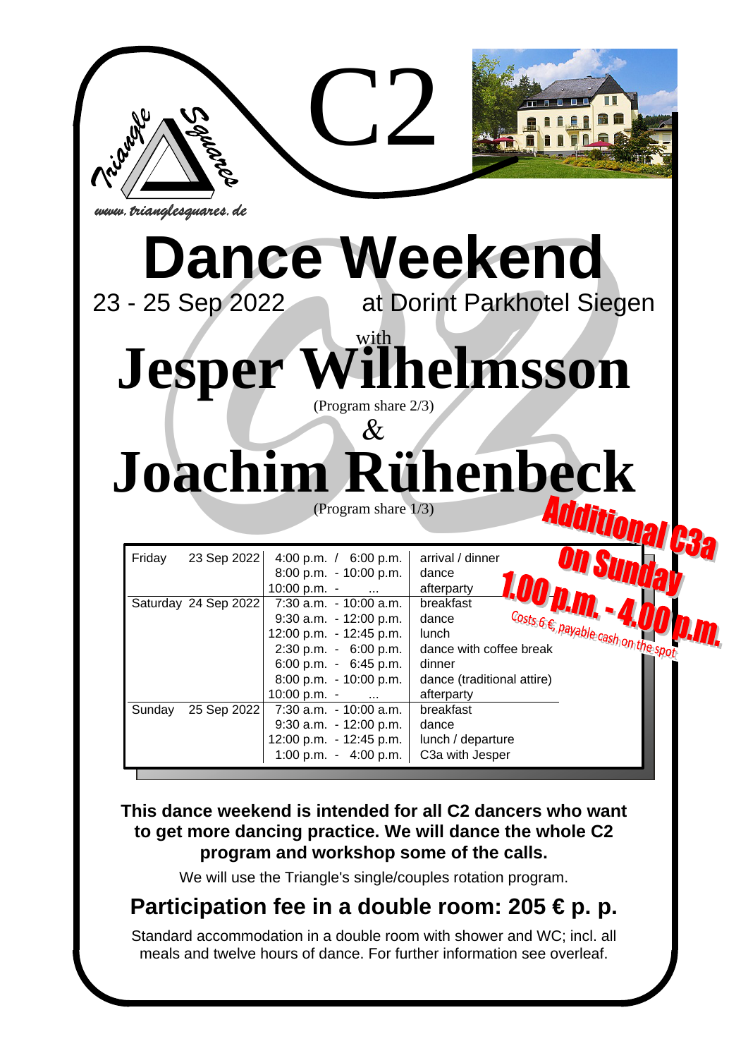*Triangle Squares*

*www.trianglesquares.de*

C2

# Dance Weekend

23 - 25 Sep 2022 at Dorint Parkhotel Siegen

with

# Jesper Wilhelmsson

(Program share 2/3)

&

# Joachim Rühenbeck

(Program share 1/3)

**Additional C3a on Sunday 1.00 p.m. - 4.00 p.m.**

Costs 6 €, payable cash on the spot

| Day | Date | Time | Activity |
|---|---|---|---|
| Friday | 23 Sep 2022 | 4:00 p.m. / 6:00 p.m. | arrival / dinner |
| | | 8:00 p.m. - 10:00 p.m. | dance |
| | | 10:00 p.m. - ... | afterparty |
| Saturday | 24 Sep 2022 | 7:30 a.m. - 10:00 a.m. | breakfast |
| | | 9:30 a.m. - 12:00 p.m. | dance |
| | | 12:00 p.m. - 12:45 p.m. | lunch |
| | | 2:30 p.m. - 6:00 p.m. | dance with coffee break |
| | | 6:00 p.m. - 6:45 p.m. | dinner |
| | | 8:00 p.m. - 10:00 p.m. | dance (traditional attire) |
| | | 10:00 p.m. - ... | afterparty |
| Sunday | 25 Sep 2022 | 7:30 a.m. - 10:00 a.m. | breakfast |
| | | 9:30 a.m. - 12:00 p.m. | dance |
| | | 12:00 p.m. - 12:45 p.m. | lunch / departure |
| | | 1:00 p.m. - 4:00 p.m. | C3a with Jesper |

**This dance weekend is intended for all C2 dancers who want to get more dancing practice. We will dance the whole C2 program and workshop some of the calls.**

We will use the Triangle's single/couples rotation program.

## Participation fee in a double room: 205 € p. p.

Standard accommodation in a double room with shower and WC; incl. all meals and twelve hours of dance. For further information see overleaf.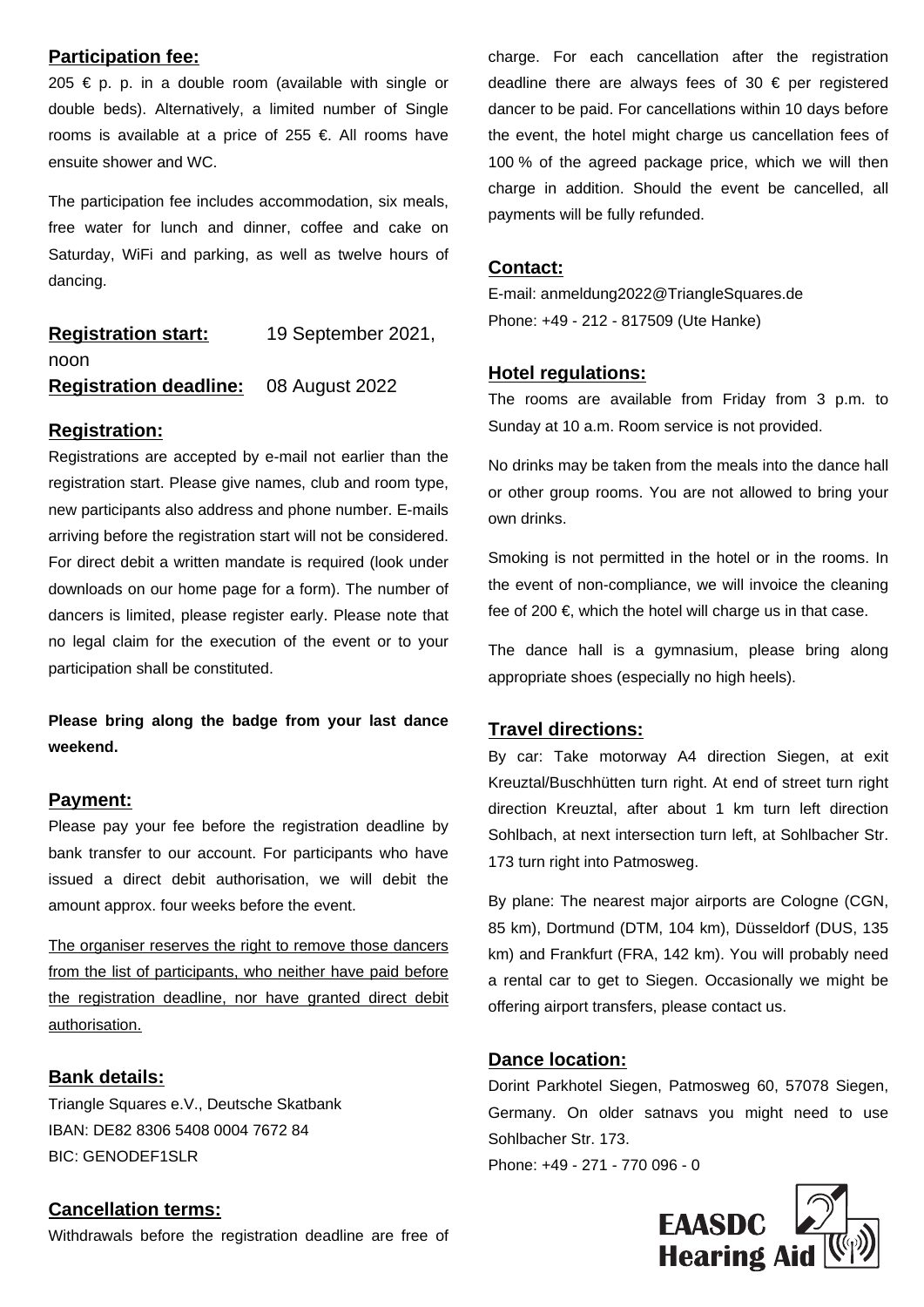## Participation fee:

205 € p. p. in a double room (available with single or double beds). Alternatively, a limited number of Single rooms is available at a price of 255 €. All rooms have ensuite shower and WC.

The participation fee includes accommodation, six meals, free water for lunch and dinner, coffee and cake on Saturday, WiFi and parking, as well as twelve hours of dancing.

**Registration start:** 19 September 2021, noon
**Registration deadline:** 08 August 2022

## Registration:

Registrations are accepted by e-mail not earlier than the registration start. Please give names, club and room type, new participants also address and phone number. E-mails arriving before the registration start will not be considered. For direct debit a written mandate is required (look under downloads on our home page for a form). The number of dancers is limited, please register early. Please note that no legal claim for the execution of the event or to your participation shall be constituted.

**Please bring along the badge from your last dance weekend.**

## Payment:

Please pay your fee before the registration deadline by bank transfer to our account. For participants who have issued a direct debit authorisation, we will debit the amount approx. four weeks before the event.

The organiser reserves the right to remove those dancers from the list of participants, who neither have paid before the registration deadline, nor have granted direct debit authorisation.

## Bank details:

Triangle Squares e.V., Deutsche Skatbank
IBAN: DE82 8306 5408 0004 7672 84
BIC: GENODEF1SLR

## Cancellation terms:

Withdrawals before the registration deadline are free of charge. For each cancellation after the registration deadline there are always fees of 30 € per registered dancer to be paid. For cancellations within 10 days before the event, the hotel might charge us cancellation fees of 100 % of the agreed package price, which we will then charge in addition. Should the event be cancelled, all payments will be fully refunded.

## Contact:

E-mail: anmeldung2022@TriangleSquares.de
Phone: +49 - 212 - 817509 (Ute Hanke)

## Hotel regulations:

The rooms are available from Friday from 3 p.m. to Sunday at 10 a.m. Room service is not provided.

No drinks may be taken from the meals into the dance hall or other group rooms. You are not allowed to bring your own drinks.

Smoking is not permitted in the hotel or in the rooms. In the event of non-compliance, we will invoice the cleaning fee of 200 €, which the hotel will charge us in that case.

The dance hall is a gymnasium, please bring along appropriate shoes (especially no high heels).

## Travel directions:

By car: Take motorway A4 direction Siegen, at exit Kreuztal/Buschhütten turn right. At end of street turn right direction Kreuztal, after about 1 km turn left direction Sohlbach, at next intersection turn left, at Sohlbacher Str. 173 turn right into Patmosweg.

By plane: The nearest major airports are Cologne (CGN, 85 km), Dortmund (DTM, 104 km), Düsseldorf (DUS, 135 km) and Frankfurt (FRA, 142 km). You will probably need a rental car to get to Siegen. Occasionally we might be offering airport transfers, please contact us.

## Dance location:

Dorint Parkhotel Siegen, Patmosweg 60, 57078 Siegen, Germany. On older satnavs you might need to use Sohlbacher Str. 173.
Phone: +49 - 271 - 770 096 - 0

EAASDC Hearing Aid